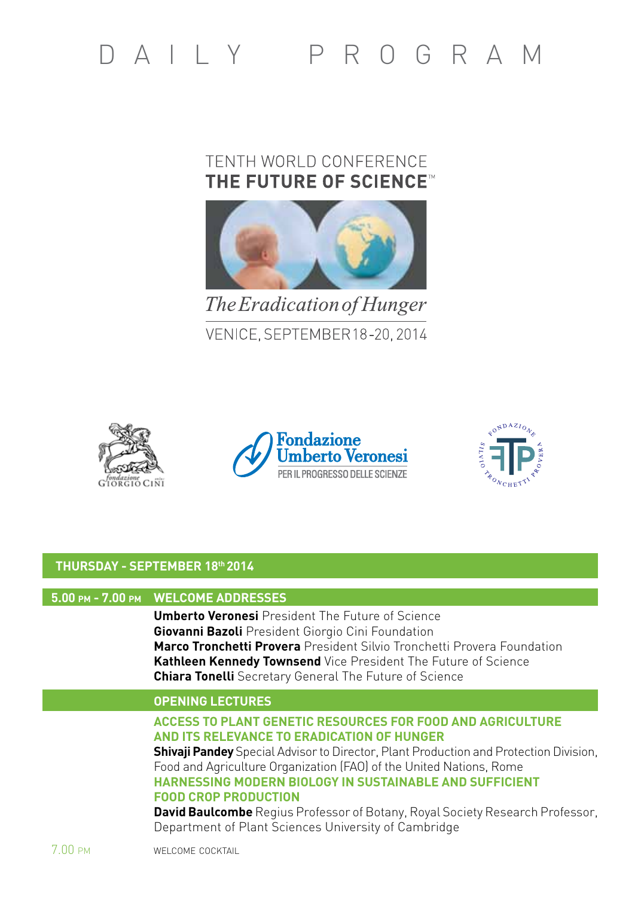# DAILY PROGRAM

TENTH WORLD CONFERENCE

**THE FUTURE OF SCIENCE™**

*The Eradication of Hunger*

VENICE, SEPTEMBER 18-20, 2014

fondazione Giorgio Cini onlus

Fondazione Umberto Veronesi PER IL PROGRESSO DELLE SCIENZE

Fondazione Silvio Tronchetti Provera

## THURSDAY - SEPTEMBER 18th 2014

### 5.00 PM - 7.00 PM WELCOME ADDRESSES

**Umberto Veronesi** President The Future of Science
**Giovanni Bazoli** President Giorgio Cini Foundation
**Marco Tronchetti Provera** President Silvio Tronchetti Provera Foundation
**Kathleen Kennedy Townsend** Vice President The Future of Science
**Chiara Tonelli** Secretary General The Future of Science

### OPENING LECTURES

**ACCESS TO PLANT GENETIC RESOURCES FOR FOOD AND AGRICULTURE AND ITS RELEVANCE TO ERADICATION OF HUNGER**
**Shivaji Pandey** Special Advisor to Director, Plant Production and Protection Division, Food and Agriculture Organization (FAO) of the United Nations, Rome

**HARNESSING MODERN BIOLOGY IN SUSTAINABLE AND SUFFICIENT FOOD CROP PRODUCTION**
**David Baulcombe** Regius Professor of Botany, Royal Society Research Professor, Department of Plant Sciences University of Cambridge

7.00 PM WELCOME COCKTAIL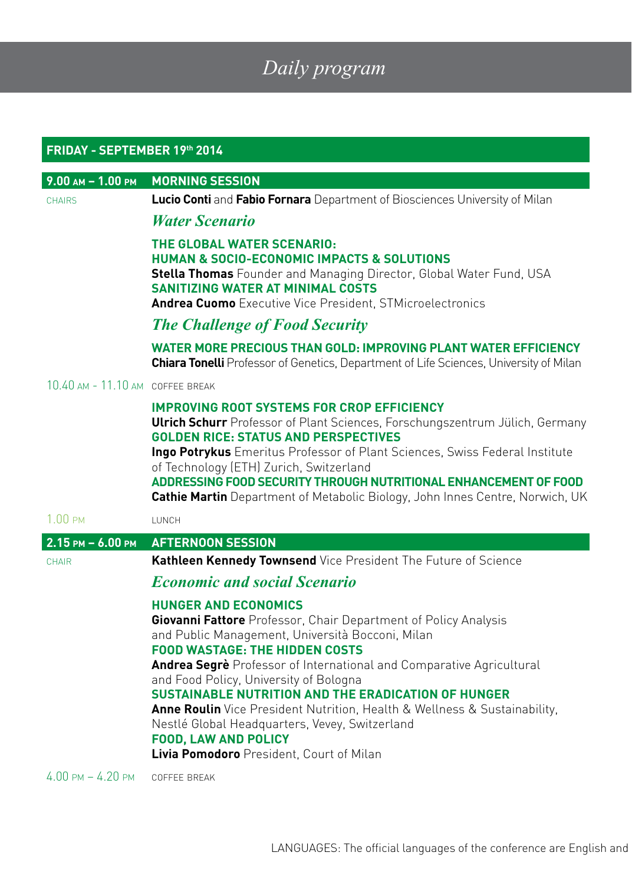# Daily program

## FRIDAY - SEPTEMBER 19th 2014

### 9.00 AM – 1.00 PM MORNING SESSION

CHAIRS **Lucio Conti** and **Fabio Fornara** Department of Biosciences University of Milan

*Water Scenario*

**THE GLOBAL WATER SCENARIO: HUMAN & SOCIO-ECONOMIC IMPACTS & SOLUTIONS**
**Stella Thomas** Founder and Managing Director, Global Water Fund, USA

**SANITIZING WATER AT MINIMAL COSTS**
**Andrea Cuomo** Executive Vice President, STMicroelectronics

*The Challenge of Food Security*

**WATER MORE PRECIOUS THAN GOLD: IMPROVING PLANT WATER EFFICIENCY**
**Chiara Tonelli** Professor of Genetics, Department of Life Sciences, University of Milan

10.40 AM - 11.10 AM COFFEE BREAK

**IMPROVING ROOT SYSTEMS FOR CROP EFFICIENCY**
**Ulrich Schurr** Professor of Plant Sciences, Forschungszentrum Jülich, Germany

**GOLDEN RICE: STATUS AND PERSPECTIVES**
**Ingo Potrykus** Emeritus Professor of Plant Sciences, Swiss Federal Institute of Technology (ETH) Zurich, Switzerland

**ADDRESSING FOOD SECURITY THROUGH NUTRITIONAL ENHANCEMENT OF FOOD**
**Cathie Martin** Department of Metabolic Biology, John Innes Centre, Norwich, UK

1.00 PM LUNCH

### 2.15 PM – 6.00 PM AFTERNOON SESSION

CHAIR **Kathleen Kennedy Townsend** Vice President The Future of Science

*Economic and social Scenario*

**HUNGER AND ECONOMICS**
**Giovanni Fattore** Professor, Chair Department of Policy Analysis and Public Management, Università Bocconi, Milan

**FOOD WASTAGE: THE HIDDEN COSTS**
**Andrea Segrè** Professor of International and Comparative Agricultural and Food Policy, University of Bologna

**SUSTAINABLE NUTRITION AND THE ERADICATION OF HUNGER**
**Anne Roulin** Vice President Nutrition, Health & Wellness & Sustainability, Nestlé Global Headquarters, Vevey, Switzerland

**FOOD, LAW AND POLICY**
**Livia Pomodoro** President, Court of Milan

4.00 PM – 4.20 PM COFFEE BREAK

LANGUAGES: The official languages of the conference are English and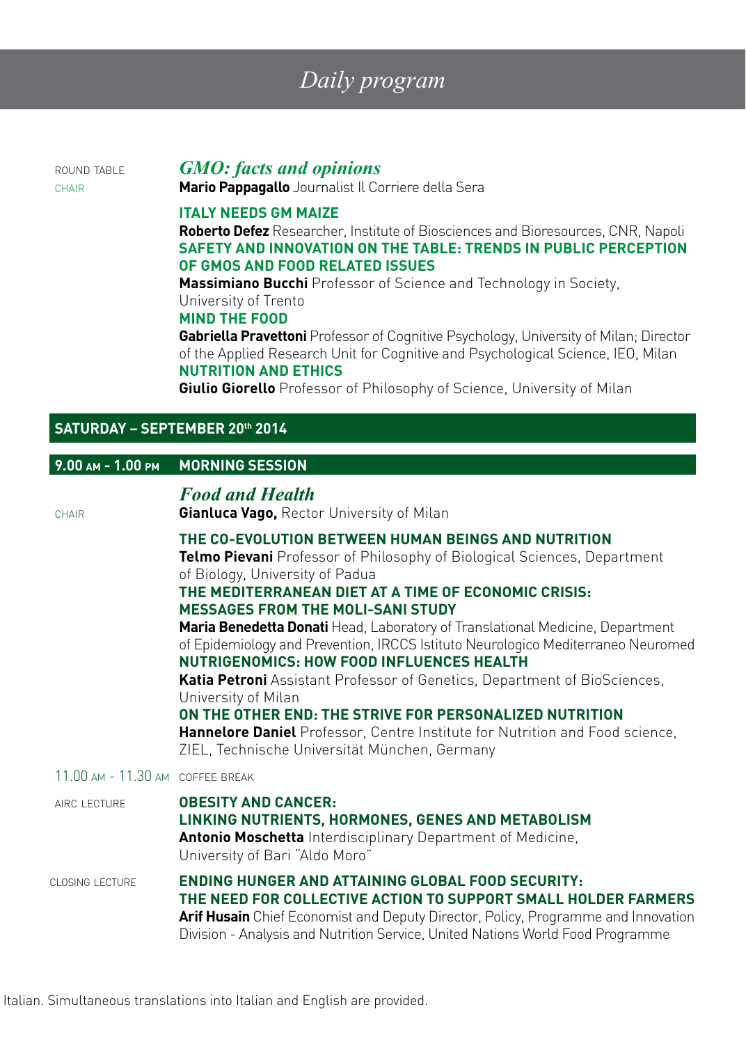# Daily program

ROUND TABLE

## *GMO: facts and opinions*

CHAIR **Mario Pappagallo** Journalist Il Corriere della Sera

**ITALY NEEDS GM MAIZE**
**Roberto Defez** Researcher, Institute of Biosciences and Bioresources, CNR, Napoli

**SAFETY AND INNOVATION ON THE TABLE: TRENDS IN PUBLIC PERCEPTION OF GMOS AND FOOD RELATED ISSUES**
**Massimiano Bucchi** Professor of Science and Technology in Society, University of Trento

**MIND THE FOOD**
**Gabriella Pravettoni** Professor of Cognitive Psychology, University of Milan; Director of the Applied Research Unit for Cognitive and Psychological Science, IEO, Milan

**NUTRITION AND ETHICS**
**Giulio Giorello** Professor of Philosophy of Science, University of Milan

## SATURDAY – SEPTEMBER 20th 2014

### 9.00 AM - 1.00 PM MORNING SESSION

## *Food and Health*

CHAIR **Gianluca Vago,** Rector University of Milan

**THE CO-EVOLUTION BETWEEN HUMAN BEINGS AND NUTRITION**
**Telmo Pievani** Professor of Philosophy of Biological Sciences, Department of Biology, University of Padua

**THE MEDITERRANEAN DIET AT A TIME OF ECONOMIC CRISIS: MESSAGES FROM THE MOLI-SANI STUDY**
**Maria Benedetta Donati** Head, Laboratory of Translational Medicine, Department of Epidemiology and Prevention, IRCCS Istituto Neurologico Mediterraneo Neuromed

**NUTRIGENOMICS: HOW FOOD INFLUENCES HEALTH**
**Katia Petroni** Assistant Professor of Genetics, Department of BioSciences, University of Milan

**ON THE OTHER END: THE STRIVE FOR PERSONALIZED NUTRITION**
**Hannelore Daniel** Professor, Centre Institute for Nutrition and Food science, ZIEL, Technische Universität München, Germany

11.00 AM - 11.30 AM COFFEE BREAK

AIRC LECTURE

**OBESITY AND CANCER: LINKING NUTRIENTS, HORMONES, GENES AND METABOLISM**
**Antonio Moschetta** Interdisciplinary Department of Medicine, University of Bari "Aldo Moro"

CLOSING LECTURE

**ENDING HUNGER AND ATTAINING GLOBAL FOOD SECURITY: THE NEED FOR COLLECTIVE ACTION TO SUPPORT SMALL HOLDER FARMERS**
**Arif Husain** Chief Economist and Deputy Director, Policy, Programme and Innovation Division - Analysis and Nutrition Service, United Nations World Food Programme

Italian. Simultaneous translations into Italian and English are provided.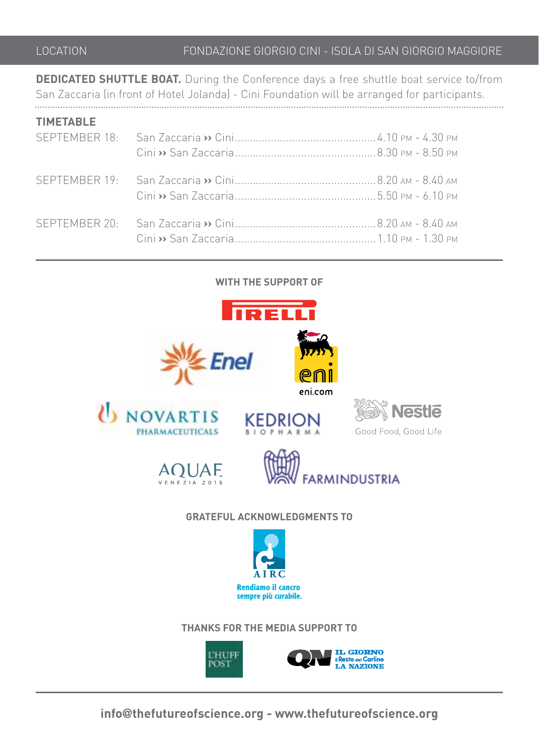LOCATION — FONDAZIONE GIORGIO CINI - ISOLA DI SAN GIORGIO MAGGIORE

**DEDICATED SHUTTLE BOAT.** During the Conference days a free shuttle boat service to/from San Zaccaria (in front of Hotel Jolanda) - Cini Foundation will be arranged for participants.

## TIMETABLE

| | | |
|---|---|---|
| SEPTEMBER 18: | San Zaccaria ›› Cini | 4.10 PM - 4.30 PM |
| | Cini ›› San Zaccaria | 8.30 PM - 8.50 PM |
| SEPTEMBER 19: | San Zaccaria ›› Cini | 8.20 AM - 8.40 AM |
| | Cini ›› San Zaccaria | 5.50 PM - 6.10 PM |
| SEPTEMBER 20: | San Zaccaria ›› Cini | 8.20 AM - 8.40 AM |
| | Cini ›› San Zaccaria | 1.10 PM - 1.30 PM |

### WITH THE SUPPORT OF

Pirelli

Enel

eni
eni.com

Novartis Pharmaceuticals

Kedrion Biopharma

Nestlé
Good Food, Good Life

Aquae Venezia 2015

Farmindustria

### GRATEFUL ACKNOWLEDGMENTS TO

AIRC
Rendiamo il cancro sempre più curabile.

### THANKS FOR THE MEDIA SUPPORT TO

L'Huff Post

QN Il Giorno, il Resto del Carlino, La Nazione

info@thefutureofscience.org - www.thefutureofscience.org